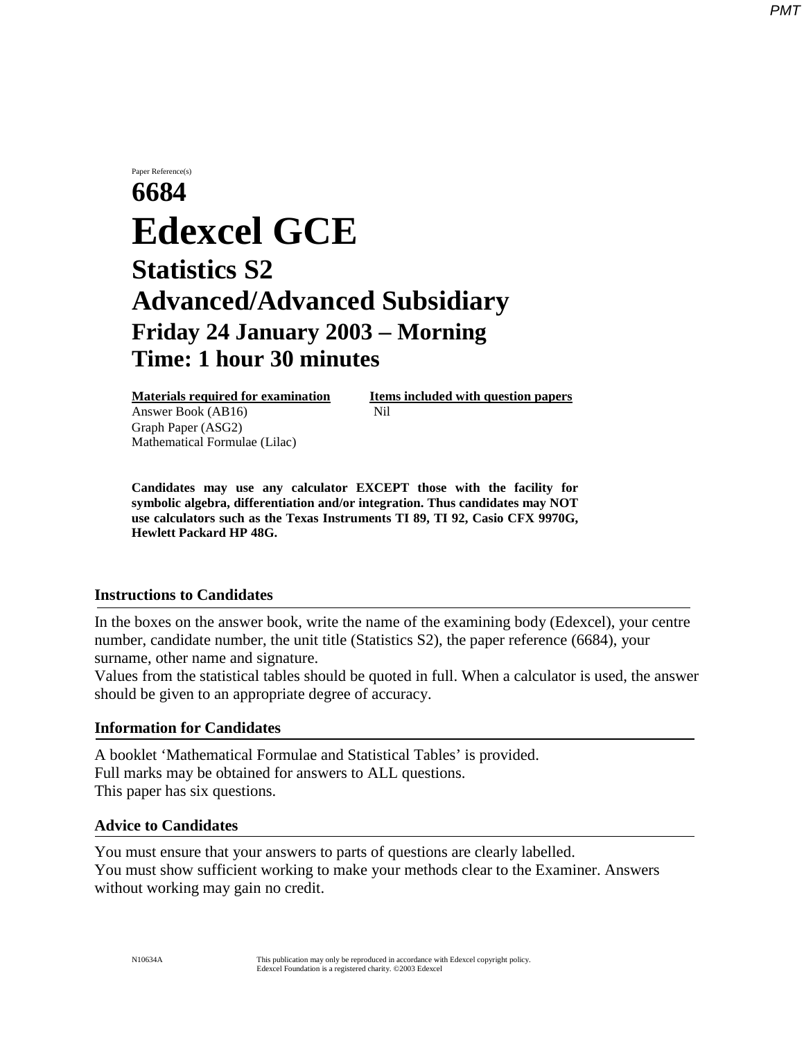Paper Reference(s)

# 6684

# Edexcel GCE

## Statistics S2

## Advanced/Advanced Subsidiary

### Friday 24 January 2003 – Morning

### Time: 1 hour 30 minutes

| **Materials required for examination** | **Items included with question papers** |
|---|---|
| Answer Book (AB16) | Nil |
| Graph Paper (ASG2) | |
| Mathematical Formulae (Lilac) | |

**Candidates may use any calculator EXCEPT those with the facility for symbolic algebra, differentiation and/or integration. Thus candidates may NOT use calculators such as the Texas Instruments TI 89, TI 92, Casio CFX 9970G, Hewlett Packard HP 48G.**

### Instructions to Candidates

In the boxes on the answer book, write the name of the examining body (Edexcel), your centre number, candidate number, the unit title (Statistics S2), the paper reference (6684), your surname, other name and signature.
Values from the statistical tables should be quoted in full. When a calculator is used, the answer should be given to an appropriate degree of accuracy.

### Information for Candidates

A booklet 'Mathematical Formulae and Statistical Tables' is provided.
Full marks may be obtained for answers to ALL questions.
This paper has six questions.

### Advice to Candidates

You must ensure that your answers to parts of questions are clearly labelled.
You must show sufficient working to make your methods clear to the Examiner. Answers without working may gain no credit.

N10634A This publication may only be reproduced in accordance with Edexcel copyright policy. Edexcel Foundation is a registered charity. ©2003 Edexcel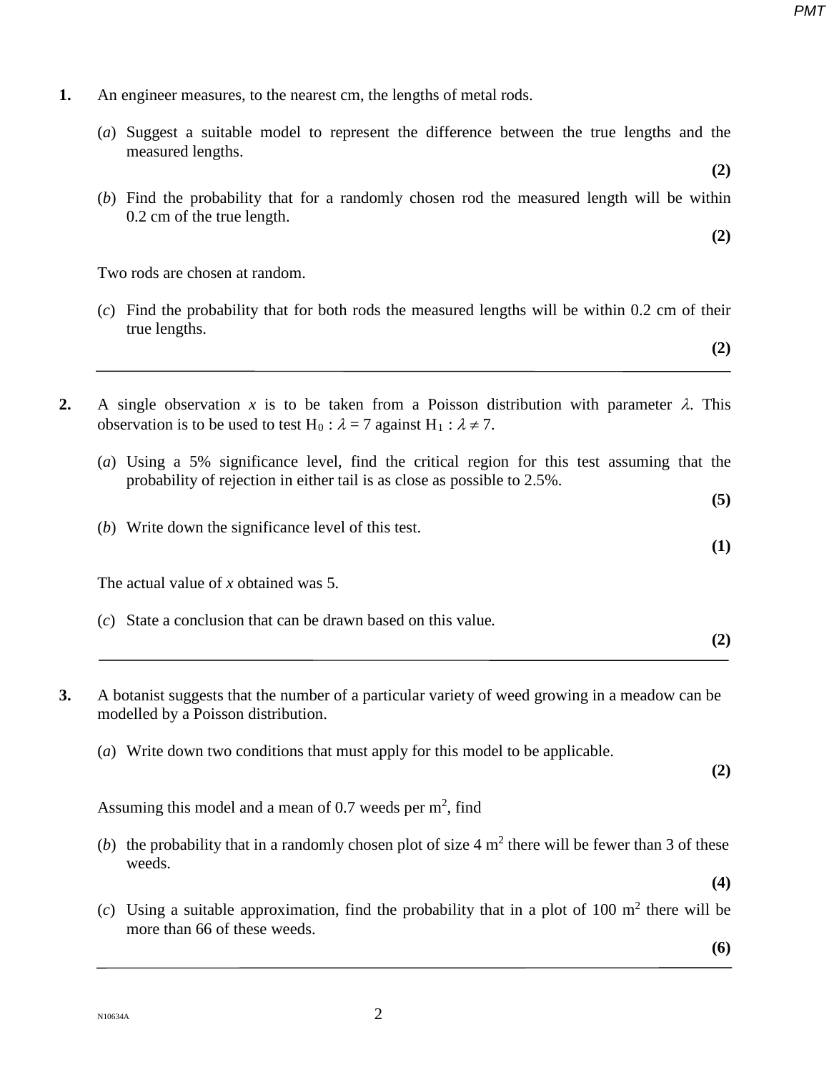**1.** An engineer measures, to the nearest cm, the lengths of metal rods.

(*a*) Suggest a suitable model to represent the difference between the true lengths and the measured lengths.
**(2)**

(*b*) Find the probability that for a randomly chosen rod the measured length will be within 0.2 cm of the true length.
**(2)**

Two rods are chosen at random.

(*c*) Find the probability that for both rods the measured lengths will be within 0.2 cm of their true lengths.
**(2)**

---

**2.** A single observation $x$ is to be taken from a Poisson distribution with parameter $\lambda$. This observation is to be used to test $H_0 : \lambda = 7$ against $H_1 : \lambda \neq 7$.

(*a*) Using a 5% significance level, find the critical region for this test assuming that the probability of rejection in either tail is as close as possible to 2.5%.
**(5)**

(*b*) Write down the significance level of this test.
**(1)**

The actual value of $x$ obtained was 5.

(*c*) State a conclusion that can be drawn based on this value.
**(2)**

---

**3.** A botanist suggests that the number of a particular variety of weed growing in a meadow can be modelled by a Poisson distribution.

(*a*) Write down two conditions that must apply for this model to be applicable.
**(2)**

Assuming this model and a mean of 0.7 weeds per $m^2$, find

(*b*) the probability that in a randomly chosen plot of size 4 $m^2$ there will be fewer than 3 of these weeds.
**(4)**

(*c*) Using a suitable approximation, find the probability that in a plot of 100 $m^2$ there will be more than 66 of these weeds.
**(6)**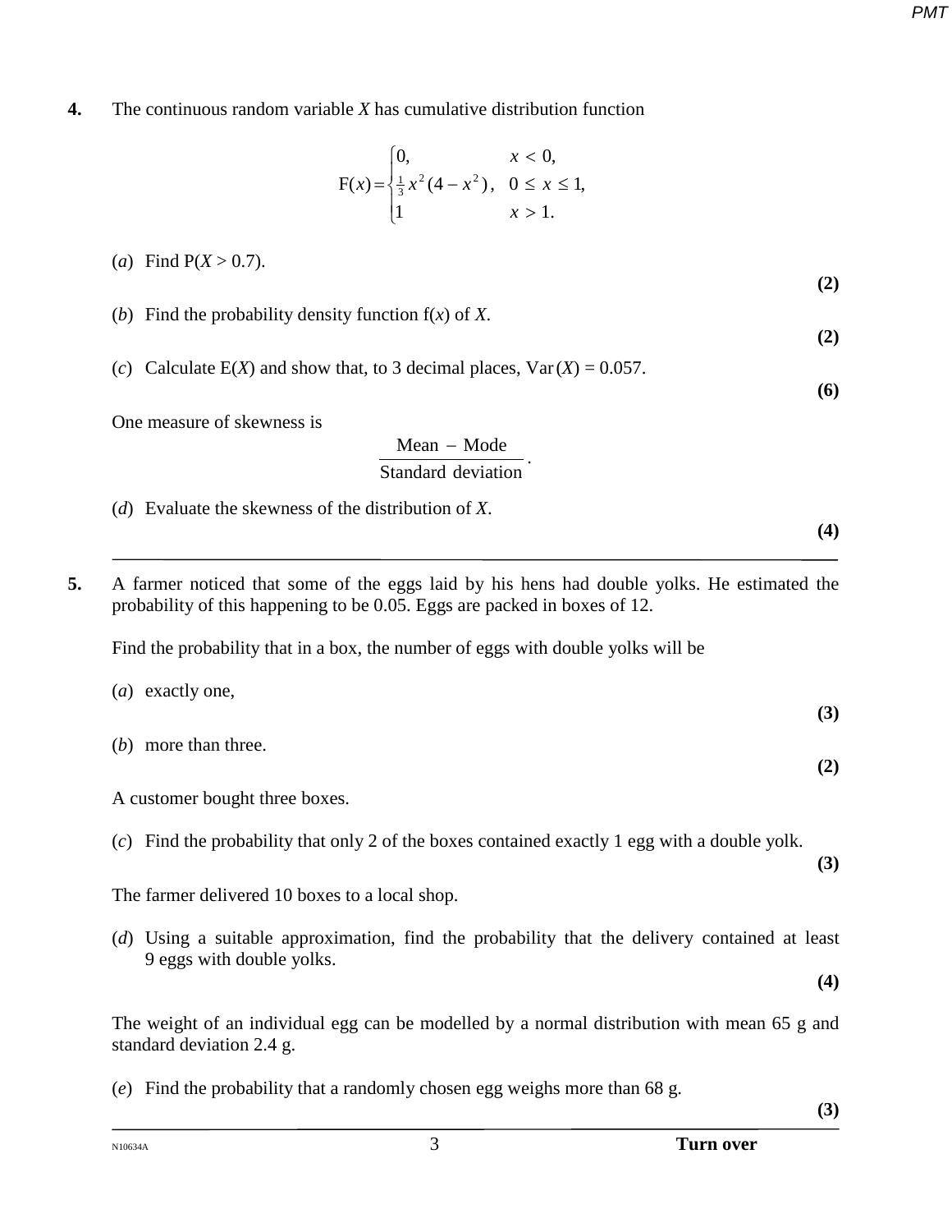**4.** The continuous random variable $X$ has cumulative distribution function

$$\mathrm{F}(x) = \begin{cases} 0, & x < 0, \\ \frac{1}{3}x^2(4 - x^2), & 0 \leq x \leq 1, \\ 1 & x > 1. \end{cases}$$

(*a*) Find $\mathrm{P}(X > 0.7)$.

**(2)**

(*b*) Find the probability density function $\mathrm{f}(x)$ of $X$.

**(2)**

(*c*) Calculate $\mathrm{E}(X)$ and show that, to 3 decimal places, $\mathrm{Var}(X) = 0.057$.

**(6)**

One measure of skewness is

$$\frac{\text{Mean} - \text{Mode}}{\text{Standard deviation}}.$$

(*d*) Evaluate the skewness of the distribution of $X$.

**(4)**

---

**5.** A farmer noticed that some of the eggs laid by his hens had double yolks. He estimated the probability of this happening to be 0.05. Eggs are packed in boxes of 12.

Find the probability that in a box, the number of eggs with double yolks will be

(*a*) exactly one,

**(3)**

(*b*) more than three.

**(2)**

A customer bought three boxes.

(*c*) Find the probability that only 2 of the boxes contained exactly 1 egg with a double yolk.

**(3)**

The farmer delivered 10 boxes to a local shop.

(*d*) Using a suitable approximation, find the probability that the delivery contained at least 9 eggs with double yolks.

**(4)**

The weight of an individual egg can be modelled by a normal distribution with mean 65 g and standard deviation 2.4 g.

(*e*) Find the probability that a randomly chosen egg weighs more than 68 g.

**(3)**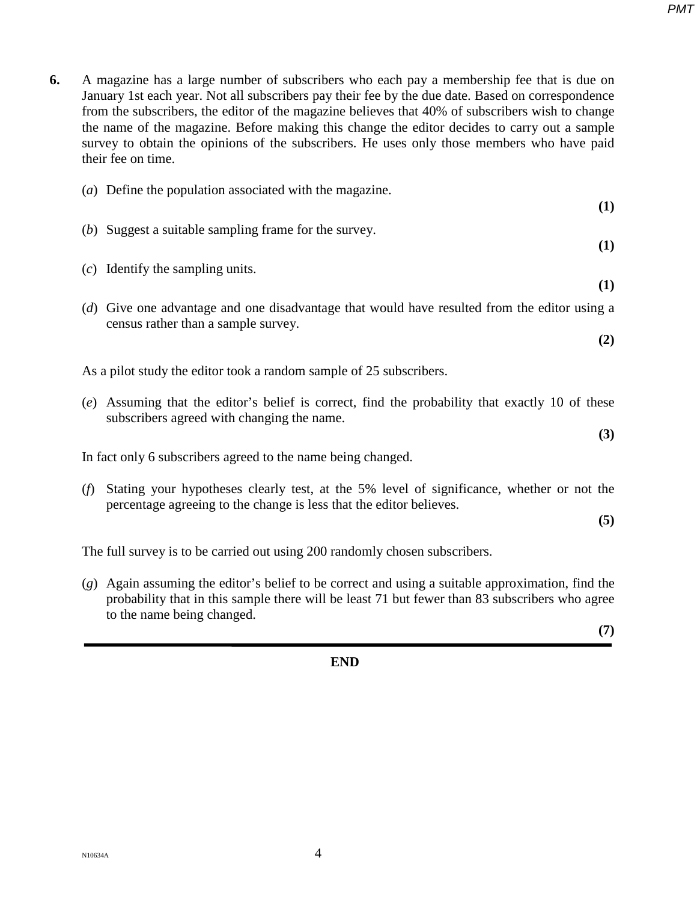**6.** A magazine has a large number of subscribers who each pay a membership fee that is due on January 1st each year. Not all subscribers pay their fee by the due date. Based on correspondence from the subscribers, the editor of the magazine believes that 40% of subscribers wish to change the name of the magazine. Before making this change the editor decides to carry out a sample survey to obtain the opinions of the subscribers. He uses only those members who have paid their fee on time.

(*a*) Define the population associated with the magazine.
**(1)**

(*b*) Suggest a suitable sampling frame for the survey.
**(1)**

(*c*) Identify the sampling units.
**(1)**

(*d*) Give one advantage and one disadvantage that would have resulted from the editor using a census rather than a sample survey.
**(2)**

As a pilot study the editor took a random sample of 25 subscribers.

(*e*) Assuming that the editor's belief is correct, find the probability that exactly 10 of these subscribers agreed with changing the name.
**(3)**

In fact only 6 subscribers agreed to the name being changed.

(*f*) Stating your hypotheses clearly test, at the 5% level of significance, whether or not the percentage agreeing to the change is less that the editor believes.
**(5)**

The full survey is to be carried out using 200 randomly chosen subscribers.

(*g*) Again assuming the editor's belief to be correct and using a suitable approximation, find the probability that in this sample there will be least 71 but fewer than 83 subscribers who agree to the name being changed.
**(7)**

**END**